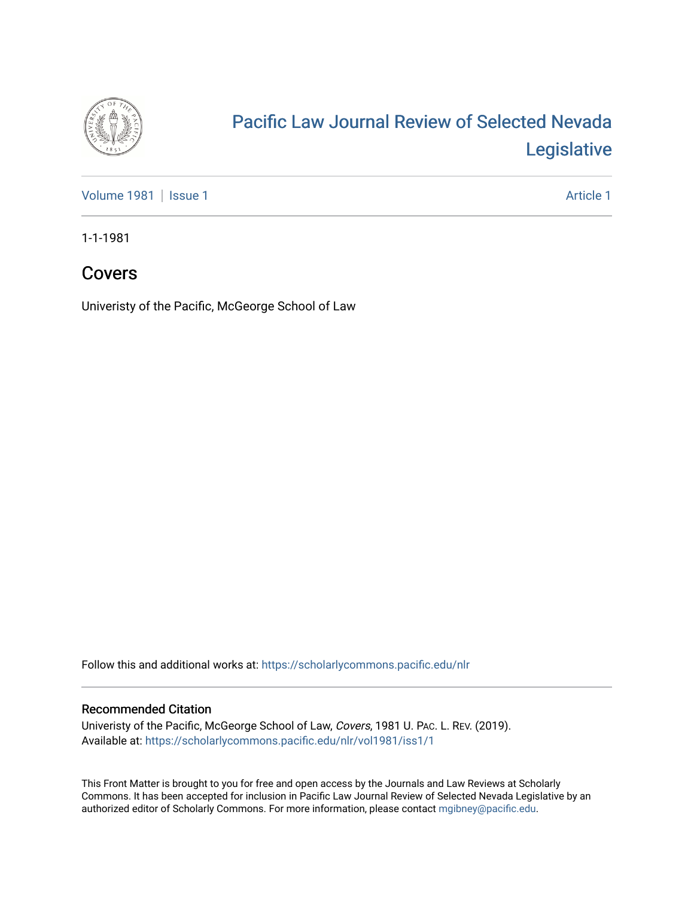# Pacific Law Journal Review of Selected Nevada Legislative

Volume 1981 | Issue 1 | Article 1

1-1-1981

## Covers

Univeristy of the Pacific, McGeorge School of Law

Follow this and additional works at: https://scholarlycommons.pacific.edu/nlr

### Recommended Citation

Univeristy of the Pacific, McGeorge School of Law, *Covers*, 1981 U. Pac. L. Rev. (2019).
Available at: https://scholarlycommons.pacific.edu/nlr/vol1981/iss1/1

This Front Matter is brought to you for free and open access by the Journals and Law Reviews at Scholarly Commons. It has been accepted for inclusion in Pacific Law Journal Review of Selected Nevada Legislative by an authorized editor of Scholarly Commons. For more information, please contact mgibney@pacific.edu.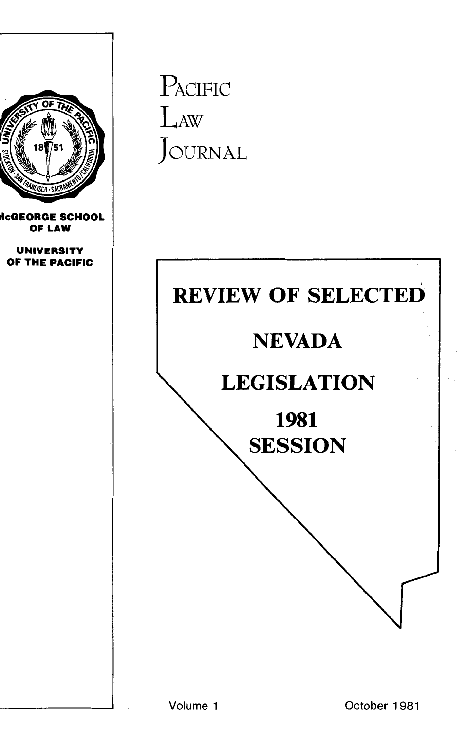McGEORGE SCHOOL OF LAW

UNIVERSITY OF THE PACIFIC

# PACIFIC LAW JOURNAL

## REVIEW OF SELECTED NEVADA LEGISLATION 1981 SESSION

Volume 1

October 1981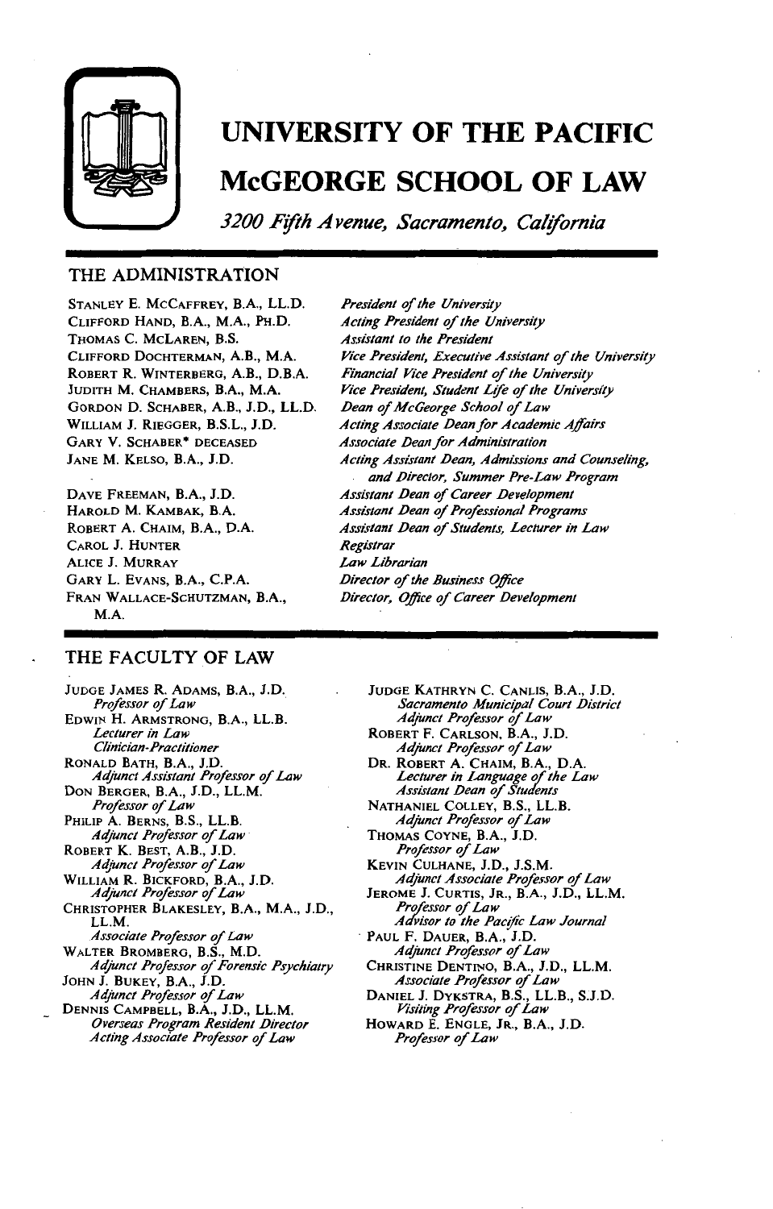# UNIVERSITY OF THE PACIFIC

# McGEORGE SCHOOL OF LAW

*3200 Fifth Avenue, Sacramento, California*

## THE ADMINISTRATION

| | |
|---|---|
| STANLEY E. MCCAFFREY, B.A., LL.D. | *President of the University* |
| CLIFFORD HAND, B.A., M.A., PH.D. | *Acting President of the University* |
| THOMAS C. MCLAREN, B.S. | *Assistant to the President* |
| CLIFFORD DOCHTERMAN, A.B., M.A. | *Vice President, Executive Assistant of the University* |
| ROBERT R. WINTERBERG, A.B., D.B.A. | *Financial Vice President of the University* |
| JUDITH M. CHAMBERS, B.A., M.A. | *Vice President, Student Life of the University* |
| GORDON D. SCHABER, A.B., J.D., LL.D. | *Dean of McGeorge School of Law* |
| WILLIAM J. RIEGGER, B.S.L., J.D. | *Acting Associate Dean for Academic Affairs* |
| GARY V. SCHABER* DECEASED | *Associate Dean for Administration* |
| JANE M. KELSO, B.A., J.D. | *Acting Assistant Dean, Admissions and Counseling, and Director, Summer Pre-Law Program* |
| DAVE FREEMAN, B.A., J.D. | *Assistant Dean of Career Development* |
| HAROLD M. KAMBAK, B.A. | *Assistant Dean of Professional Programs* |
| ROBERT A. CHAIM, B.A., D.A. | *Assistant Dean of Students, Lecturer in Law* |
| CAROL J. HUNTER | *Registrar* |
| ALICE J. MURRAY | *Law Librarian* |
| GARY L. EVANS, B.A., C.P.A. | *Director of the Business Office* |
| FRAN WALLACE-SCHUTZMAN, B.A., M.A. | *Director, Office of Career Development* |

## THE FACULTY OF LAW

JUDGE JAMES R. ADAMS, B.A., J.D.
*Professor of Law*

EDWIN H. ARMSTRONG, B.A., LL.B.
*Lecturer in Law*
*Clinician-Practitioner*

RONALD BATH, B.A., J.D.
*Adjunct Assistant Professor of Law*

DON BERGER, B.A., J.D., LL.M.
*Professor of Law*

PHILIP A. BERNS, B.S., LL.B.
*Adjunct Professor of Law*

ROBERT K. BEST, A.B., J.D.
*Adjunct Professor of Law*

WILLIAM R. BICKFORD, B.A., J.D.
*Adjunct Professor of Law*

CHRISTOPHER BLAKESLEY, B.A., M.A., J.D., LL.M.
*Associate Professor of Law*

WALTER BROMBERG, B.S., M.D.
*Adjunct Professor of Forensic Psychiatry*

JOHN J. BUKEY, B.A., J.D.
*Adjunct Professor of Law*

DENNIS CAMPBELL, B.A., J.D., LL.M.
*Overseas Program Resident Director*
*Acting Associate Professor of Law*

JUDGE KATHRYN C. CANLIS, B.A., J.D.
*Sacramento Municipal Court District*
*Adjunct Professor of Law*

ROBERT F. CARLSON, B.A., J.D.
*Adjunct Professor of Law*

DR. ROBERT A. CHAIM, B.A., D.A.
*Lecturer in Language of the Law*
*Assistant Dean of Students*

NATHANIEL COLLEY, B.S., LL.B.
*Adjunct Professor of Law*

THOMAS COYNE, B.A., J.D.
*Professor of Law*

KEVIN CULHANE, J.D., J.S.M.
*Adjunct Associate Professor of Law*

JEROME J. CURTIS, JR., B.A., J.D., LL.M.
*Professor of Law*
*Advisor to the Pacific Law Journal*

PAUL F. DAUER, B.A., J.D.
*Adjunct Professor of Law*

CHRISTINE DENTINO, B.A., J.D., LL.M.
*Associate Professor of Law*

DANIEL J. DYKSTRA, B.S., LL.B., S.J.D.
*Visiting Professor of Law*

HOWARD E. ENGLE, JR., B.A., J.D.
*Professor of Law*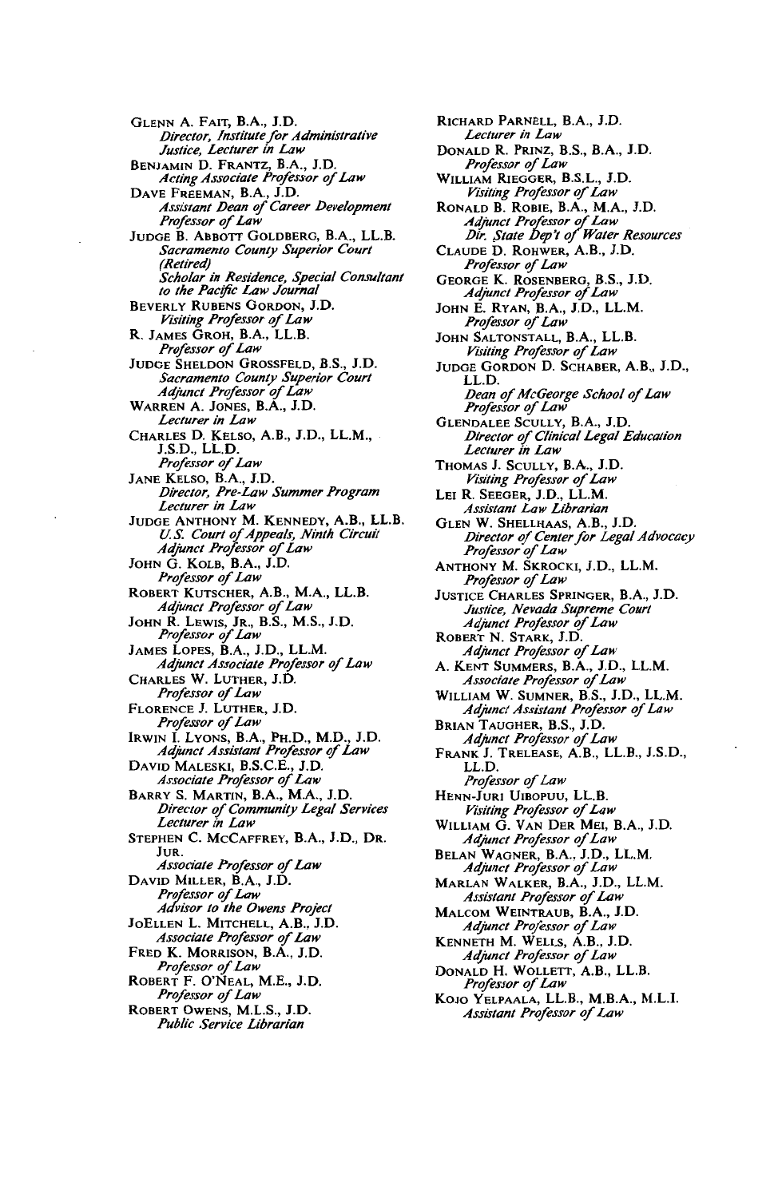GLENN A. FAIT, B.A., J.D.
*Director, Institute for Administrative Justice, Lecturer in Law*

BENJAMIN D. FRANTZ, B.A., J.D.
*Acting Associate Professor of Law*

DAVE FREEMAN, B.A., J.D.
*Assistant Dean of Career Development*
*Professor of Law*

JUDGE B. ABBOTT GOLDBERG, B.A., LL.B.
*Sacramento County Superior Court (Retired)*
*Scholar in Residence, Special Consultant to the Pacific Law Journal*

BEVERLY RUBENS GORDON, J.D.
*Visiting Professor of Law*

R. JAMES GROH, B.A., LL.B.
*Professor of Law*

JUDGE SHELDON GROSSFELD, B.S., J.D.
*Sacramento County Superior Court*
*Adjunct Professor of Law*

WARREN A. JONES, B.A., J.D.
*Lecturer in Law*

CHARLES D. KELSO, A.B., J.D., LL.M., J.S.D., LL.D.
*Professor of Law*

JANE KELSO, B.A., J.D.
*Director, Pre-Law Summer Program*
*Lecturer in Law*

JUDGE ANTHONY M. KENNEDY, A.B., LL.B.
*U.S. Court of Appeals, Ninth Circuit*
*Adjunct Professor of Law*

JOHN G. KOLB, B.A., J.D.
*Professor of Law*

ROBERT KUTSCHER, A.B., M.A., LL.B.
*Adjunct Professor of Law*

JOHN R. LEWIS, JR., B.S., M.S., J.D.
*Professor of Law*

JAMES LOPES, B.A., J.D., LL.M.
*Adjunct Associate Professor of Law*

CHARLES W. LUTHER, J.D.
*Professor of Law*

FLORENCE J. LUTHER, J.D.
*Professor of Law*

IRWIN I. LYONS, B.A., PH.D., M.D., J.D.
*Adjunct Assistant Professor of Law*

DAVID MALESKI, B.S.C.E., J.D.
*Associate Professor of Law*

BARRY S. MARTIN, B.A., M.A., J.D.
*Director of Community Legal Services*
*Lecturer in Law*

STEPHEN C. MCCAFFREY, B.A., J.D., DR. JUR.
*Associate Professor of Law*

DAVID MILLER, B.A., J.D.
*Professor of Law*
*Advisor to the Owens Project*

JOELLEN L. MITCHELL, A.B., J.D.
*Associate Professor of Law*

FRED K. MORRISON, B.A., J.D.
*Professor of Law*

ROBERT F. O'NEAL, M.E., J.D.
*Professor of Law*

ROBERT OWENS, M.L.S., J.D.
*Public Service Librarian*

RICHARD PARNELL, B.A., J.D.
*Lecturer in Law*

DONALD R. PRINZ, B.S., B.A., J.D.
*Professor of Law*

WILLIAM RIEGGER, B.S.L., J.D.
*Visiting Professor of Law*

RONALD B. ROBIE, B.A., M.A., J.D.
*Adjunct Professor of Law*
*Dir. State Dep't of Water Resources*

CLAUDE D. ROHWER, A.B., J.D.
*Professor of Law*

GEORGE K. ROSENBERG, B.S., J.D.
*Adjunct Professor of Law*

JOHN E. RYAN, B.A., J.D., LL.M.
*Professor of Law*

JOHN SALTONSTALL, B.A., LL.B.
*Visiting Professor of Law*

JUDGE GORDON D. SCHABER, A.B., J.D., LL.D.
*Dean of McGeorge School of Law*
*Professor of Law*

GLENDALEE SCULLY, B.A., J.D.
*Director of Clinical Legal Education*
*Lecturer in Law*

THOMAS J. SCULLY, B.A., J.D.
*Visiting Professor of Law*

LEI R. SEEGER, J.D., LL.M.
*Assistant Law Librarian*

GLEN W. SHELLHAAS, A.B., J.D.
*Director of Center for Legal Advocacy*
*Professor of Law*

ANTHONY M. SKROCKI, J.D., LL.M.
*Professor of Law*

JUSTICE CHARLES SPRINGER, B.A., J.D.
*Justice, Nevada Supreme Court*
*Adjunct Professor of Law*

ROBERT N. STARK, J.D.
*Adjunct Professor of Law*

A. KENT SUMMERS, B.A., J.D., LL.M.
*Associate Professor of Law*

WILLIAM W. SUMNER, B.S., J.D., LL.M.
*Adjunct Assistant Professor of Law*

BRIAN TAUGHER, B.S., J.D.
*Adjunct Professor of Law*

FRANK J. TRELEASE, A.B., LL.B., J.S.D., LL.D.
*Professor of Law*

HENN-JURI UIBOPUU, LL.B.
*Visiting Professor of Law*

WILLIAM G. VAN DER MEI, B.A., J.D.
*Adjunct Professor of Law*

BELAN WAGNER, B.A., J.D., LL.M.
*Adjunct Professor of Law*

MARLAN WALKER, B.A., J.D., LL.M.
*Assistant Professor of Law*

MALCOM WEINTRAUB, B.A., J.D.
*Adjunct Professor of Law*

KENNETH M. WELLS, A.B., J.D.
*Adjunct Professor of Law*

DONALD H. WOLLETT, A.B., LL.B.
*Professor of Law*

KOJO YELPAALA, LL.B., M.B.A., M.L.I.
*Assistant Professor of Law*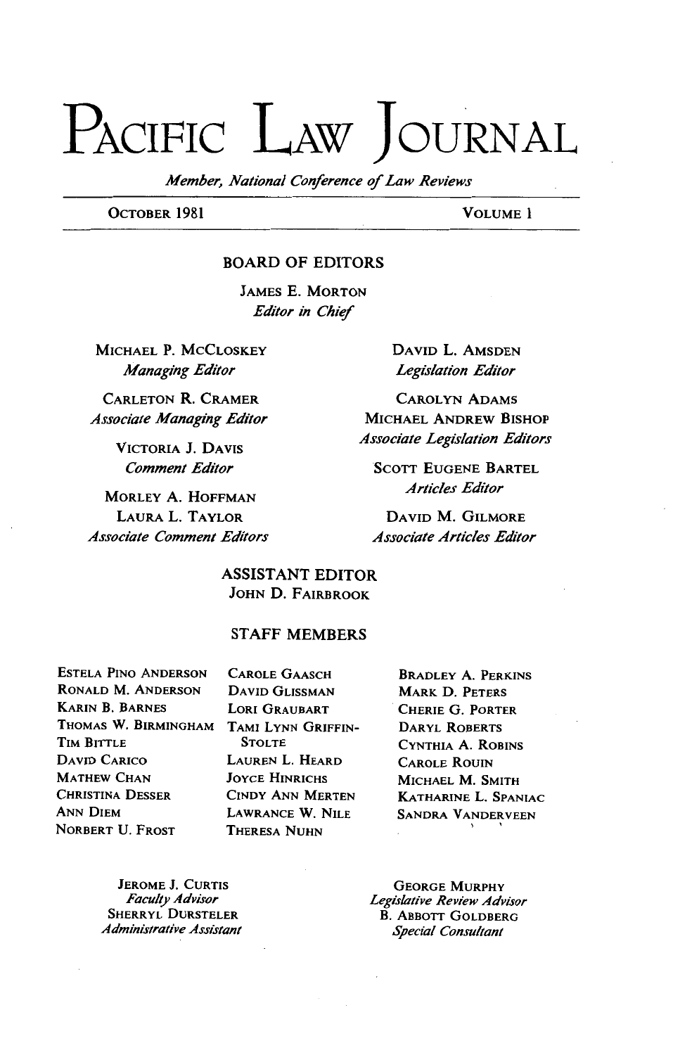# PACIFIC LAW JOURNAL

*Member, National Conference of Law Reviews*

OCTOBER 1981 VOLUME 1

## BOARD OF EDITORS

JAMES E. MORTON
*Editor in Chief*

MICHAEL P. MCCLOSKEY
*Managing Editor*

CARLETON R. CRAMER
*Associate Managing Editor*

VICTORIA J. DAVIS
*Comment Editor*

MORLEY A. HOFFMAN
LAURA L. TAYLOR
*Associate Comment Editors*

DAVID L. AMSDEN
*Legislation Editor*

CAROLYN ADAMS
MICHAEL ANDREW BISHOP
*Associate Legislation Editors*

SCOTT EUGENE BARTEL
*Articles Editor*

DAVID M. GILMORE
*Associate Articles Editor*

## ASSISTANT EDITOR

JOHN D. FAIRBROOK

## STAFF MEMBERS

ESTELA PINO ANDERSON
RONALD M. ANDERSON
KARIN B. BARNES
THOMAS W. BIRMINGHAM
TIM BITTLE
DAVID CARICO
MATHEW CHAN
CHRISTINA DESSER
ANN DIEM
NORBERT U. FROST
CAROLE GAASCH
DAVID GLISSMAN
LORI GRAUBART
TAMI LYNN GRIFFIN-STOLTE
LAUREN L. HEARD
JOYCE HINRICHS
CINDY ANN MERTEN
LAWRANCE W. NILE
THERESA NUHN
BRADLEY A. PERKINS
MARK D. PETERS
CHERIE G. PORTER
DARYL ROBERTS
CYNTHIA A. ROBINS
CAROLE ROUIN
MICHAEL M. SMITH
KATHARINE L. SPANIAC
SANDRA VANDERVEEN

JEROME J. CURTIS
*Faculty Advisor*

SHERRYL DURSTELER
*Administrative Assistant*

GEORGE MURPHY
*Legislative Review Advisor*

B. ABBOTT GOLDBERG
*Special Consultant*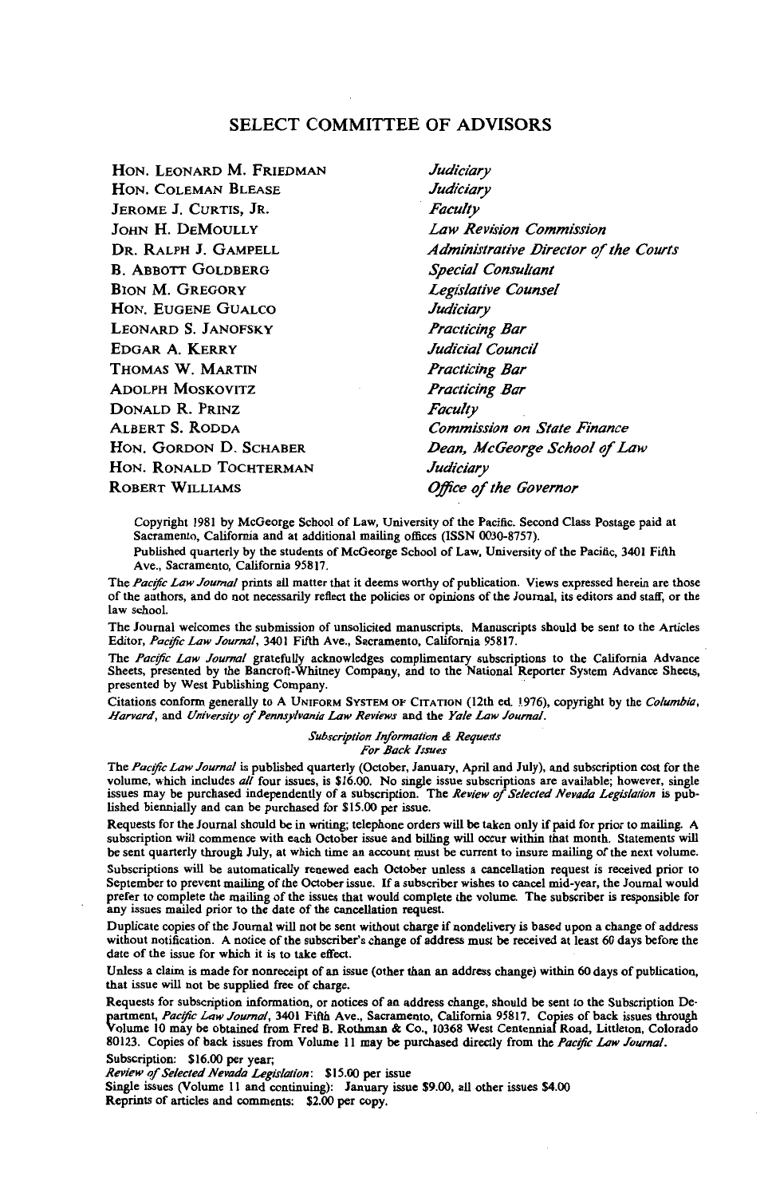## SELECT COMMITTEE OF ADVISORS

| | |
|---|---|
| HON. LEONARD M. FRIEDMAN | *Judiciary* |
| HON. COLEMAN BLEASE | *Judiciary* |
| JEROME J. CURTIS, JR. | *Faculty* |
| JOHN H. DEMOULLY | *Law Revision Commission* |
| DR. RALPH J. GAMPELL | *Administrative Director of the Courts* |
| B. ABBOTT GOLDBERG | *Special Consultant* |
| BION M. GREGORY | *Legislative Counsel* |
| HON. EUGENE GUALCO | *Judiciary* |
| LEONARD S. JANOFSKY | *Practicing Bar* |
| EDGAR A. KERRY | *Judicial Council* |
| THOMAS W. MARTIN | *Practicing Bar* |
| ADOLPH MOSKOVITZ | *Practicing Bar* |
| DONALD R. PRINZ | *Faculty* |
| ALBERT S. RODDA | *Commission on State Finance* |
| HON. GORDON D. SCHABER | *Dean, McGeorge School of Law* |
| HON. RONALD TOCHTERMAN | *Judiciary* |
| ROBERT WILLIAMS | *Office of the Governor* |

Copyright 1981 by McGeorge School of Law, University of the Pacific. Second Class Postage paid at Sacramento, California and at additional mailing offices (ISSN 0030-8757).

Published quarterly by the students of McGeorge School of Law, University of the Pacific, 3401 Fifth Ave., Sacramento, California 95817.

The *Pacific Law Journal* prints all matter that it deems worthy of publication. Views expressed herein are those of the authors, and do not necessarily reflect the policies or opinions of the Journal, its editors and staff, or the law school.

The Journal welcomes the submission of unsolicited manuscripts. Manuscripts should be sent to the Articles Editor, *Pacific Law Journal*, 3401 Fifth Ave., Sacramento, California 95817.

The *Pacific Law Journal* gratefully acknowledges complimentary subscriptions to the California Advance Sheets, presented by the Bancroft-Whitney Company, and to the National Reporter System Advance Sheets, presented by West Publishing Company.

Citations conform generally to A UNIFORM SYSTEM OF CITATION (12th ed. 1976), copyright by the *Columbia*, *Harvard*, and *University of Pennsylvania Law Reviews* and the *Yale Law Journal*.

*Subscription Information & Requests*
*For Back Issues*

The *Pacific Law Journal* is published quarterly (October, January, April and July), and subscription cost for the volume, which includes *all* four issues, is $16.00. No single issue subscriptions are available; however, single issues may be purchased independently of a subscription. The *Review of Selected Nevada Legislation* is published biennially and can be purchased for $15.00 per issue.

Requests for the Journal should be in writing; telephone orders will be taken only if paid for prior to mailing. A subscription will commence with each October issue and billing will occur within that month. Statements will be sent quarterly through July, at which time an account must be current to insure mailing of the next volume.

Subscriptions will be automatically renewed each October unless a cancellation request is received prior to September to prevent mailing of the October issue. If a subscriber wishes to cancel mid-year, the Journal would prefer to complete the mailing of the issues that would complete the volume. The subscriber is responsible for any issues mailed prior to the date of the cancellation request.

Duplicate copies of the Journal will not be sent without charge if nondelivery is based upon a change of address without notification. A notice of the subscriber's change of address must be received at least 60 days before the date of the issue for which it is to take effect.

Unless a claim is made for nonreceipt of an issue (other than an address change) within 60 days of publication, that issue will not be supplied free of charge.

Requests for subscription information, or notices of an address change, should be sent to the Subscription Department, *Pacific Law Journal*, 3401 Fifth Ave., Sacramento, California 95817. Copies of back issues through Volume 10 may be obtained from Fred B. Rothman & Co., 10368 West Centennial Road, Littleton, Colorado 80123. Copies of back issues from Volume 11 may be purchased directly from the *Pacific Law Journal*.

Subscription: $16.00 per year;
*Review of Selected Nevada Legislation*: $15.00 per issue
Single issues (Volume 11 and continuing): January issue $9.00, all other issues $4.00
Reprints of articles and comments: $2.00 per copy.